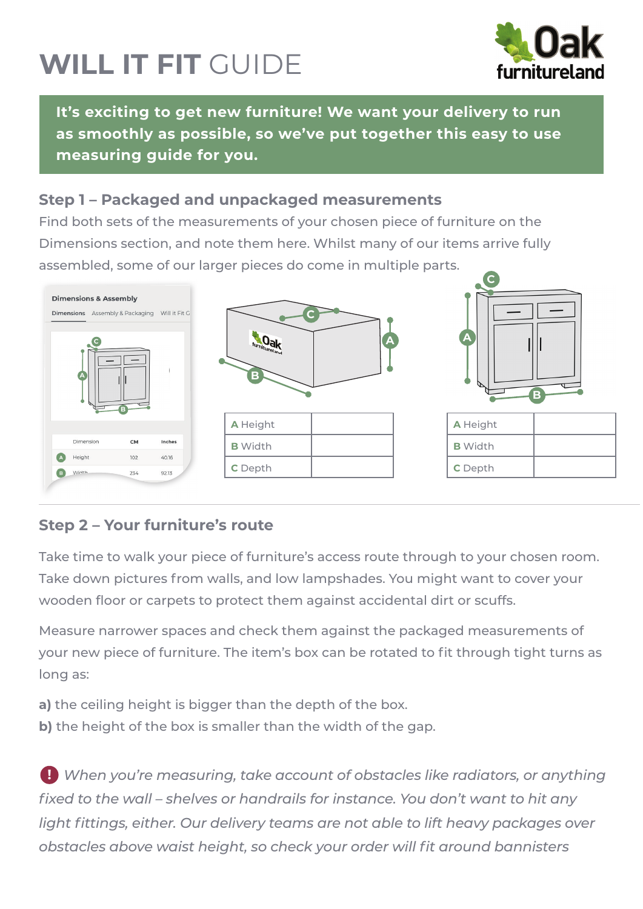# WILL IT FIT GUIDE

**It's exciting to get new furniture! We want your delivery to run as smoothly as possible, so we've put together this easy to use measuring guide for you.**

## Step 1 – Packaged and unpackaged measurements

Find both sets of the measurements of your chosen piece of furniture on the Dimensions section, and note them here. Whilst many of our items arrive fully assembled, some of our larger pieces do come in multiple parts.

| **A** Height | |
|---|---|
| **B** Width | |
| **C** Depth | |

| **A** Height | |
|---|---|
| **B** Width | |
| **C** Depth | |

## Step 2 – Your furniture's route

Take time to walk your piece of furniture's access route through to your chosen room. Take down pictures from walls, and low lampshades. You might want to cover your wooden floor or carpets to protect them against accidental dirt or scuffs.

Measure narrower spaces and check them against the packaged measurements of your new piece of furniture. The item's box can be rotated to fit through tight turns as long as:

**a)** the ceiling height is bigger than the depth of the box.
**b)** the height of the box is smaller than the width of the gap.

*When you're measuring, take account of obstacles like radiators, or anything fixed to the wall – shelves or handrails for instance. You don't want to hit any light fittings, either. Our delivery teams are not able to lift heavy packages over obstacles above waist height, so check your order will fit around bannisters*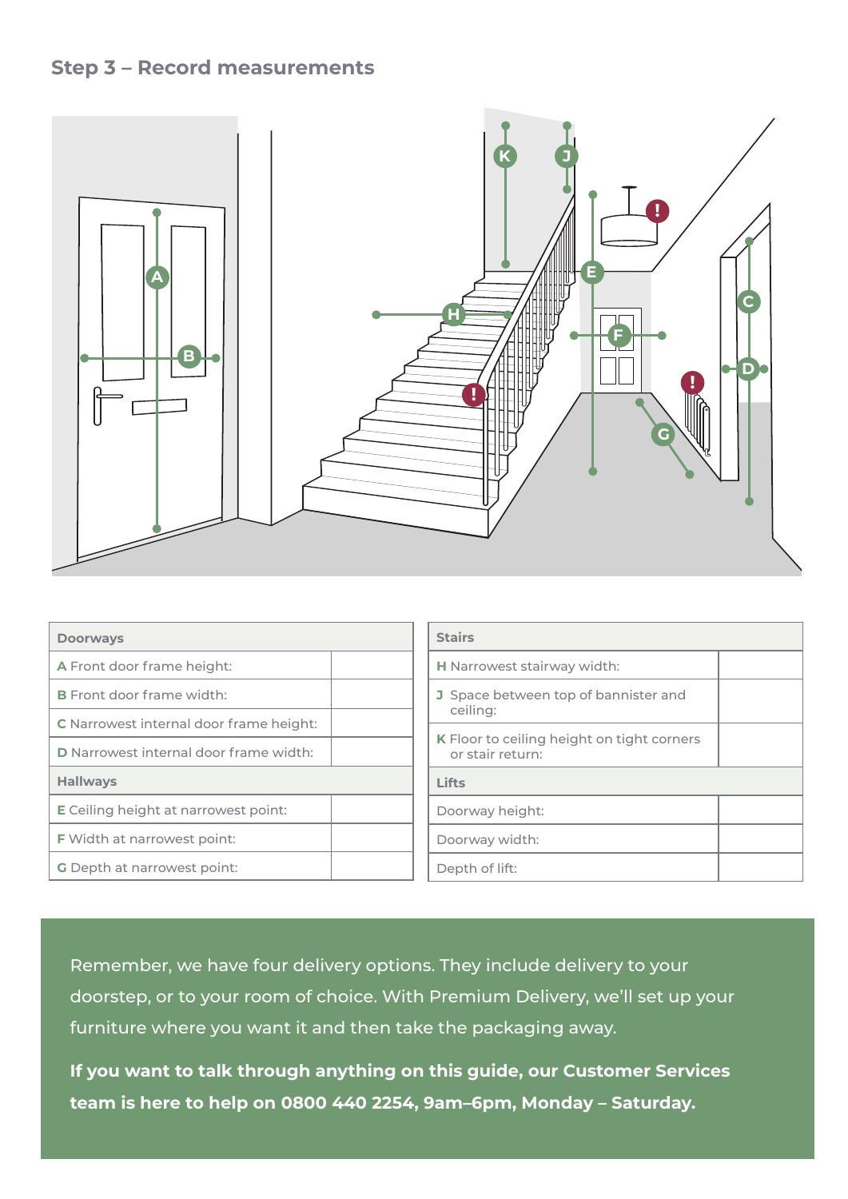## Step 3 – Record measurements

| Doorways | |
|---|---|
| **A** Front door frame height: | |
| **B** Front door frame width: | |
| **C** Narrowest internal door frame height: | |
| **D** Narrowest internal door frame width: | |
| **Hallways** | |
| **E** Ceiling height at narrowest point: | |
| **F** Width at narrowest point: | |
| **G** Depth at narrowest point: | |

| Stairs | |
|---|---|
| **H** Narrowest stairway width: | |
| **J** Space between top of bannister and ceiling: | |
| **K** Floor to ceiling height on tight corners or stair return: | |
| **Lifts** | |
| Doorway height: | |
| Doorway width: | |
| Depth of lift: | |

Remember, we have four delivery options. They include delivery to your doorstep, or to your room of choice. With Premium Delivery, we'll set up your furniture where you want it and then take the packaging away.

**If you want to talk through anything on this guide, our Customer Services team is here to help on 0800 440 2254, 9am–6pm, Monday – Saturday.**